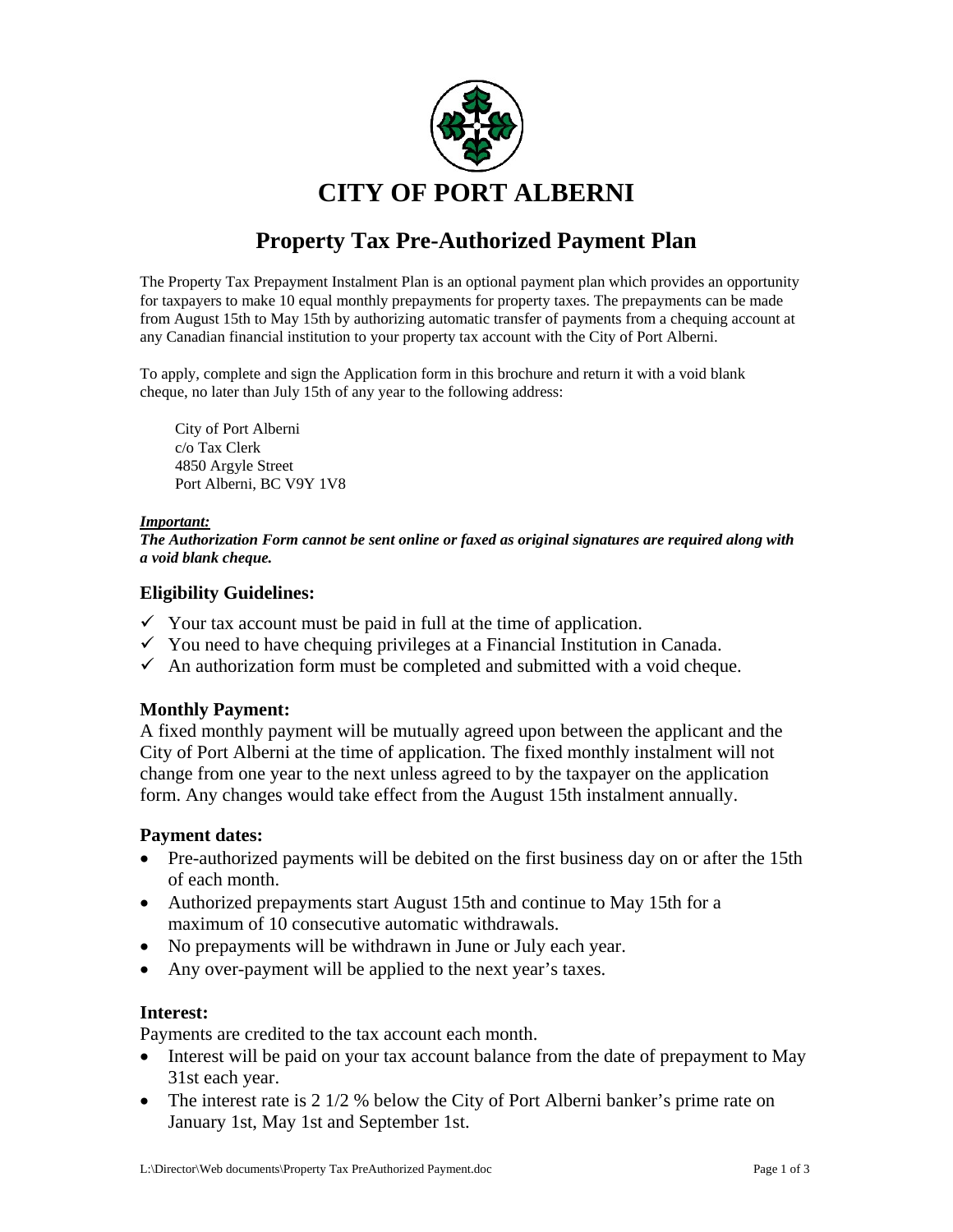# CITY OF PORT ALBERNI

## Property Tax Pre-Authorized Payment Plan

The Property Tax Prepayment Instalment Plan is an optional payment plan which provides an opportunity for taxpayers to make 10 equal monthly prepayments for property taxes. The prepayments can be made from August 15th to May 15th by authorizing automatic transfer of payments from a chequing account at any Canadian financial institution to your property tax account with the City of Port Alberni.

To apply, complete and sign the Application form in this brochure and return it with a void blank cheque, no later than July 15th of any year to the following address:

City of Port Alberni
c/o Tax Clerk
4850 Argyle Street
Port Alberni, BC V9Y 1V8

***Important:***
***The Authorization Form cannot be sent online or faxed as original signatures are required along with a void blank cheque.***

### Eligibility Guidelines:

- ✓ Your tax account must be paid in full at the time of application.
- ✓ You need to have chequing privileges at a Financial Institution in Canada.
- ✓ An authorization form must be completed and submitted with a void cheque.

### Monthly Payment:

A fixed monthly payment will be mutually agreed upon between the applicant and the City of Port Alberni at the time of application. The fixed monthly instalment will not change from one year to the next unless agreed to by the taxpayer on the application form. Any changes would take effect from the August 15th instalment annually.

### Payment dates:

- Pre-authorized payments will be debited on the first business day on or after the 15th of each month.
- Authorized prepayments start August 15th and continue to May 15th for a maximum of 10 consecutive automatic withdrawals.
- No prepayments will be withdrawn in June or July each year.
- Any over-payment will be applied to the next year's taxes.

### Interest:

Payments are credited to the tax account each month.

- Interest will be paid on your tax account balance from the date of prepayment to May 31st each year.
- The interest rate is 2 1/2 % below the City of Port Alberni banker's prime rate on January 1st, May 1st and September 1st.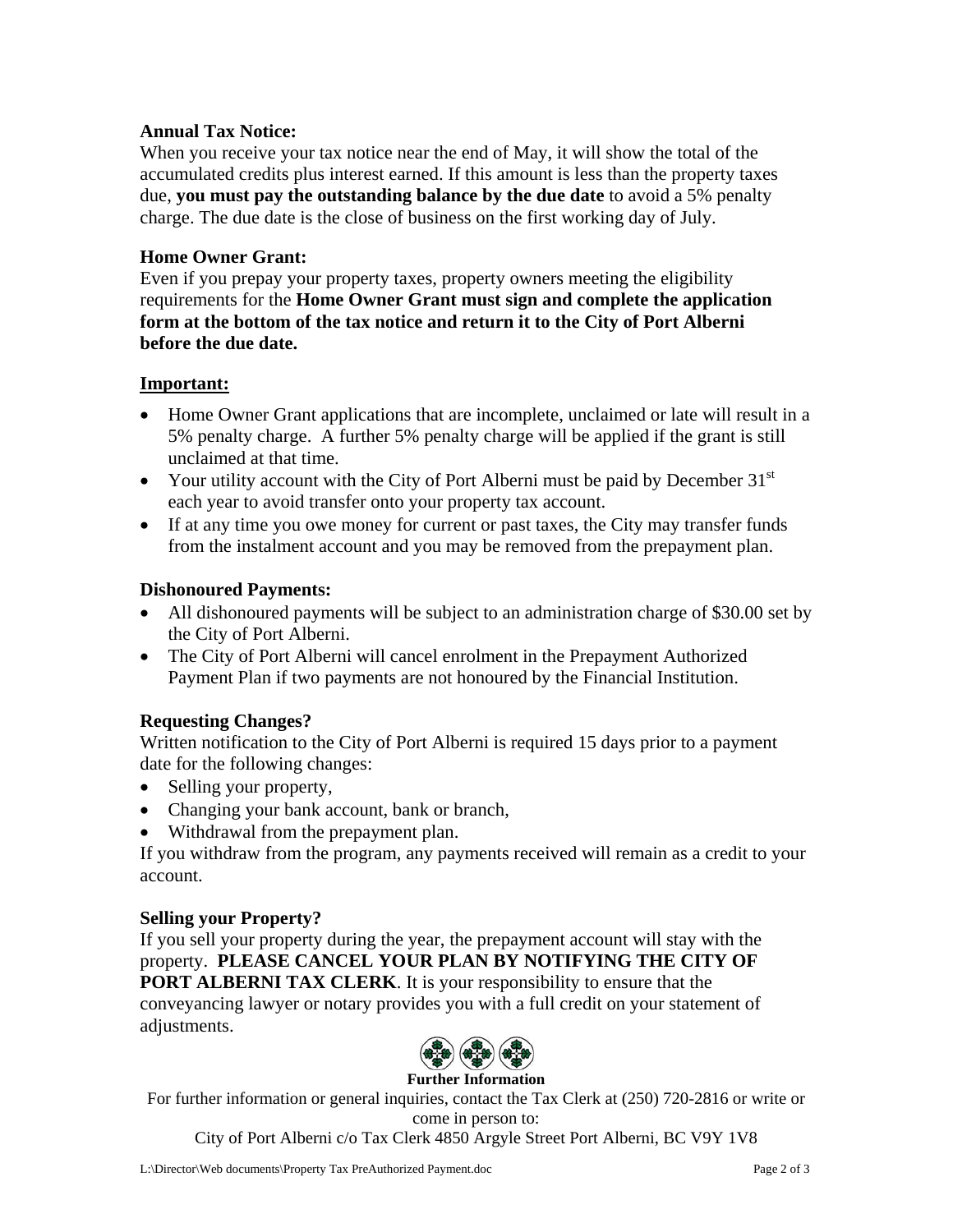**Annual Tax Notice:**
When you receive your tax notice near the end of May, it will show the total of the accumulated credits plus interest earned. If this amount is less than the property taxes due, **you must pay the outstanding balance by the due date** to avoid a 5% penalty charge. The due date is the close of business on the first working day of July.

**Home Owner Grant:**
Even if you prepay your property taxes, property owners meeting the eligibility requirements for the **Home Owner Grant must sign and complete the application form at the bottom of the tax notice and return it to the City of Port Alberni before the due date.**

**Important:**

- Home Owner Grant applications that are incomplete, unclaimed or late will result in a 5% penalty charge. A further 5% penalty charge will be applied if the grant is still unclaimed at that time.
- Your utility account with the City of Port Alberni must be paid by December 31st each year to avoid transfer onto your property tax account.
- If at any time you owe money for current or past taxes, the City may transfer funds from the instalment account and you may be removed from the prepayment plan.

**Dishonoured Payments:**

- All dishonoured payments will be subject to an administration charge of $30.00 set by the City of Port Alberni.
- The City of Port Alberni will cancel enrolment in the Prepayment Authorized Payment Plan if two payments are not honoured by the Financial Institution.

**Requesting Changes?**
Written notification to the City of Port Alberni is required 15 days prior to a payment date for the following changes:

- Selling your property,
- Changing your bank account, bank or branch,
- Withdrawal from the prepayment plan.

If you withdraw from the program, any payments received will remain as a credit to your account.

**Selling your Property?**
If you sell your property during the year, the prepayment account will stay with the property. **PLEASE CANCEL YOUR PLAN BY NOTIFYING THE CITY OF PORT ALBERNI TAX CLERK**. It is your responsibility to ensure that the conveyancing lawyer or notary provides you with a full credit on your statement of adjustments.

**Further Information**

For further information or general inquiries, contact the Tax Clerk at (250) 720-2816 or write or come in person to:

City of Port Alberni c/o Tax Clerk 4850 Argyle Street Port Alberni, BC V9Y 1V8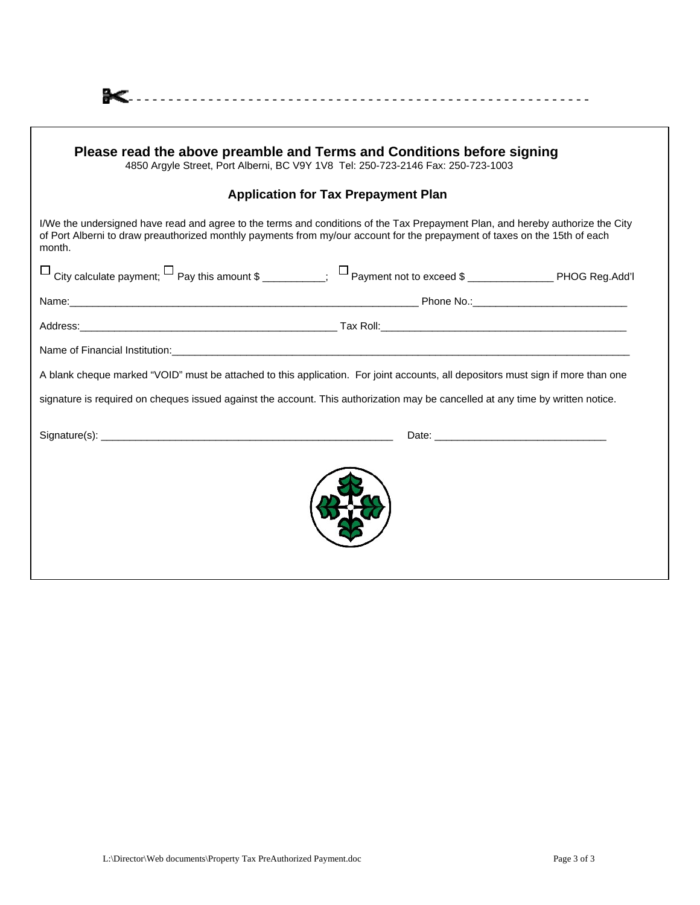- - - - - - - - - - - - - - - - - - - - - - - - - - - - - - - - - - - - - - - - - - - - - - - - - - - - - -

## Please read the above preamble and Terms and Conditions before signing

4850 Argyle Street, Port Alberni, BC V9Y 1V8 Tel: 250-723-2146 Fax: 250-723-1003

### Application for Tax Prepayment Plan

I/We the undersigned have read and agree to the terms and conditions of the Tax Prepayment Plan, and hereby authorize the City of Port Alberni to draw preauthorized monthly payments from my/our account for the prepayment of taxes on the 15th of each month.

☐ City calculate payment; ☐ Pay this amount $ ___________; ☐ Payment not to exceed $ _______________ PHOG Reg.Add'l

Name:_______________________________________________ Phone No.:___________________________

Address:_______________________________________________ Tax Roll:_____________________________________________

Name of Financial Institution:_______________________________________________________________________________

A blank cheque marked "VOID" must be attached to this application. For joint accounts, all depositors must sign if more than one signature is required on cheques issued against the account. This authorization may be cancelled at any time by written notice.

Signature(s): _____________________________________________________ Date: _______________________________